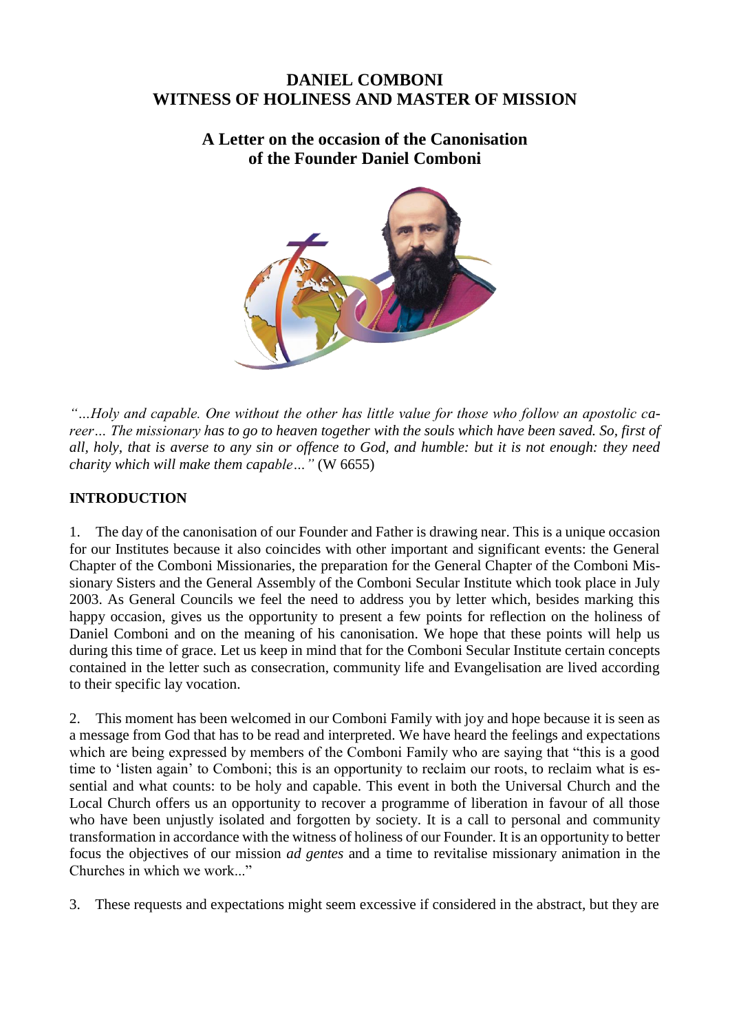# DANIEL COMBONI
# WITNESS OF HOLINESS AND MASTER OF MISSION

## A Letter on the occasion of the Canonisation of the Founder Daniel Comboni

*"…Holy and capable. One without the other has little value for those who follow an apostolic career… The missionary has to go to heaven together with the souls which have been saved. So, first of all, holy, that is averse to any sin or offence to God, and humble: but it is not enough: they need charity which will make them capable…"* (W 6655)

## INTRODUCTION

1. The day of the canonisation of our Founder and Father is drawing near. This is a unique occasion for our Institutes because it also coincides with other important and significant events: the General Chapter of the Comboni Missionaries, the preparation for the General Chapter of the Comboni Missionary Sisters and the General Assembly of the Comboni Secular Institute which took place in July 2003. As General Councils we feel the need to address you by letter which, besides marking this happy occasion, gives us the opportunity to present a few points for reflection on the holiness of Daniel Comboni and on the meaning of his canonisation. We hope that these points will help us during this time of grace. Let us keep in mind that for the Comboni Secular Institute certain concepts contained in the letter such as consecration, community life and Evangelisation are lived according to their specific lay vocation.

2. This moment has been welcomed in our Comboni Family with joy and hope because it is seen as a message from God that has to be read and interpreted. We have heard the feelings and expectations which are being expressed by members of the Comboni Family who are saying that "this is a good time to 'listen again' to Comboni; this is an opportunity to reclaim our roots, to reclaim what is essential and what counts: to be holy and capable. This event in both the Universal Church and the Local Church offers us an opportunity to recover a programme of liberation in favour of all those who have been unjustly isolated and forgotten by society. It is a call to personal and community transformation in accordance with the witness of holiness of our Founder. It is an opportunity to better focus the objectives of our mission *ad gentes* and a time to revitalise missionary animation in the Churches in which we work..."

3. These requests and expectations might seem excessive if considered in the abstract, but they are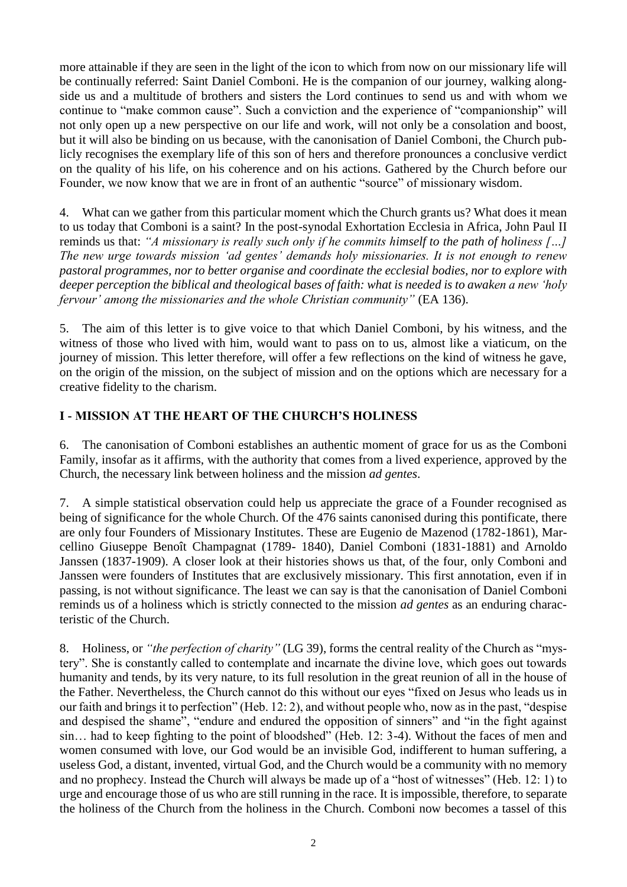more attainable if they are seen in the light of the icon to which from now on our missionary life will be continually referred: Saint Daniel Comboni. He is the companion of our journey, walking alongside us and a multitude of brothers and sisters the Lord continues to send us and with whom we continue to "make common cause". Such a conviction and the experience of "companionship" will not only open up a new perspective on our life and work, will not only be a consolation and boost, but it will also be binding on us because, with the canonisation of Daniel Comboni, the Church publicly recognises the exemplary life of this son of hers and therefore pronounces a conclusive verdict on the quality of his life, on his coherence and on his actions. Gathered by the Church before our Founder, we now know that we are in front of an authentic "source" of missionary wisdom.

4. What can we gather from this particular moment which the Church grants us? What does it mean to us today that Comboni is a saint? In the post-synodal Exhortation Ecclesia in Africa, John Paul II reminds us that: *"A missionary is really such only if he commits himself to the path of holiness […] The new urge towards mission 'ad gentes' demands holy missionaries. It is not enough to renew pastoral programmes, nor to better organise and coordinate the ecclesial bodies, nor to explore with deeper perception the biblical and theological bases of faith: what is needed is to awaken a new 'holy fervour' among the missionaries and the whole Christian community"* (EA 136).

5. The aim of this letter is to give voice to that which Daniel Comboni, by his witness, and the witness of those who lived with him, would want to pass on to us, almost like a viaticum, on the journey of mission. This letter therefore, will offer a few reflections on the kind of witness he gave, on the origin of the mission, on the subject of mission and on the options which are necessary for a creative fidelity to the charism.

## I - MISSION AT THE HEART OF THE CHURCH'S HOLINESS

6. The canonisation of Comboni establishes an authentic moment of grace for us as the Comboni Family, insofar as it affirms, with the authority that comes from a lived experience, approved by the Church, the necessary link between holiness and the mission *ad gentes*.

7. A simple statistical observation could help us appreciate the grace of a Founder recognised as being of significance for the whole Church. Of the 476 saints canonised during this pontificate, there are only four Founders of Missionary Institutes. These are Eugenio de Mazenod (1782-1861), Marcellino Giuseppe Benoît Champagnat (1789- 1840), Daniel Comboni (1831-1881) and Arnoldo Janssen (1837-1909). A closer look at their histories shows us that, of the four, only Comboni and Janssen were founders of Institutes that are exclusively missionary. This first annotation, even if in passing, is not without significance. The least we can say is that the canonisation of Daniel Comboni reminds us of a holiness which is strictly connected to the mission *ad gentes* as an enduring characteristic of the Church.

8. Holiness, or *"the perfection of charity"* (LG 39), forms the central reality of the Church as "mystery". She is constantly called to contemplate and incarnate the divine love, which goes out towards humanity and tends, by its very nature, to its full resolution in the great reunion of all in the house of the Father. Nevertheless, the Church cannot do this without our eyes "fixed on Jesus who leads us in our faith and brings it to perfection" (Heb. 12: 2), and without people who, now as in the past, "despise and despised the shame", "endure and endured the opposition of sinners" and "in the fight against sin… had to keep fighting to the point of bloodshed" (Heb. 12: 3-4). Without the faces of men and women consumed with love, our God would be an invisible God, indifferent to human suffering, a useless God, a distant, invented, virtual God, and the Church would be a community with no memory and no prophecy. Instead the Church will always be made up of a "host of witnesses" (Heb. 12: 1) to urge and encourage those of us who are still running in the race. It is impossible, therefore, to separate the holiness of the Church from the holiness in the Church. Comboni now becomes a tassel of this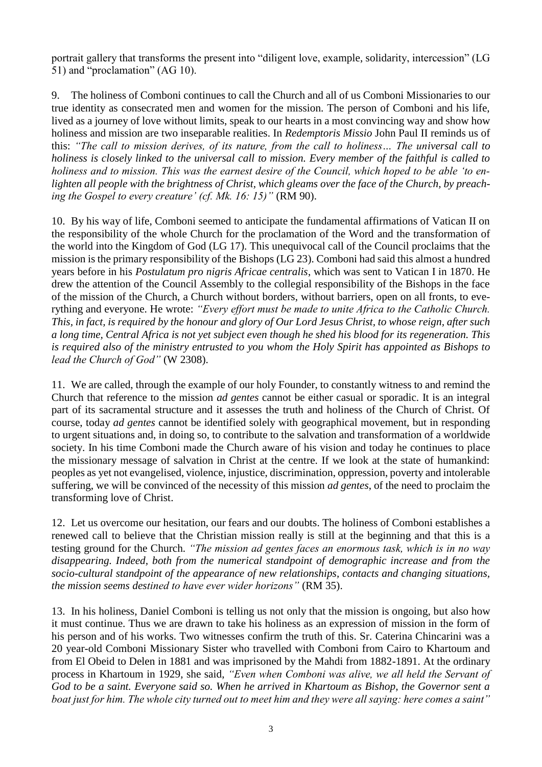portrait gallery that transforms the present into "diligent love, example, solidarity, intercession" (LG 51) and "proclamation" (AG 10).

9. The holiness of Comboni continues to call the Church and all of us Comboni Missionaries to our true identity as consecrated men and women for the mission. The person of Comboni and his life, lived as a journey of love without limits, speak to our hearts in a most convincing way and show how holiness and mission are two inseparable realities. In *Redemptoris Missio* John Paul II reminds us of this: *"The call to mission derives, of its nature, from the call to holiness… The universal call to holiness is closely linked to the universal call to mission. Every member of the faithful is called to holiness and to mission. This was the earnest desire of the Council, which hoped to be able 'to enlighten all people with the brightness of Christ, which gleams over the face of the Church, by preaching the Gospel to every creature' (cf. Mk. 16: 15)"* (RM 90).

10. By his way of life, Comboni seemed to anticipate the fundamental affirmations of Vatican II on the responsibility of the whole Church for the proclamation of the Word and the transformation of the world into the Kingdom of God (LG 17). This unequivocal call of the Council proclaims that the mission is the primary responsibility of the Bishops (LG 23). Comboni had said this almost a hundred years before in his *Postulatum pro nigris Africae centralis*, which was sent to Vatican I in 1870. He drew the attention of the Council Assembly to the collegial responsibility of the Bishops in the face of the mission of the Church, a Church without borders, without barriers, open on all fronts, to everything and everyone. He wrote: *"Every effort must be made to unite Africa to the Catholic Church. This, in fact, is required by the honour and glory of Our Lord Jesus Christ, to whose reign, after such a long time, Central Africa is not yet subject even though he shed his blood for its regeneration. This is required also of the ministry entrusted to you whom the Holy Spirit has appointed as Bishops to lead the Church of God"* (W 2308).

11. We are called, through the example of our holy Founder, to constantly witness to and remind the Church that reference to the mission *ad gentes* cannot be either casual or sporadic. It is an integral part of its sacramental structure and it assesses the truth and holiness of the Church of Christ. Of course, today *ad gentes* cannot be identified solely with geographical movement, but in responding to urgent situations and, in doing so, to contribute to the salvation and transformation of a worldwide society. In his time Comboni made the Church aware of his vision and today he continues to place the missionary message of salvation in Christ at the centre. If we look at the state of humankind: peoples as yet not evangelised, violence, injustice, discrimination, oppression, poverty and intolerable suffering, we will be convinced of the necessity of this mission *ad gentes*, of the need to proclaim the transforming love of Christ.

12. Let us overcome our hesitation, our fears and our doubts. The holiness of Comboni establishes a renewed call to believe that the Christian mission really is still at the beginning and that this is a testing ground for the Church. *"The mission ad gentes faces an enormous task, which is in no way disappearing. Indeed, both from the numerical standpoint of demographic increase and from the socio-cultural standpoint of the appearance of new relationships, contacts and changing situations, the mission seems destined to have ever wider horizons"* (RM 35).

13. In his holiness, Daniel Comboni is telling us not only that the mission is ongoing, but also how it must continue. Thus we are drawn to take his holiness as an expression of mission in the form of his person and of his works. Two witnesses confirm the truth of this. Sr. Caterina Chincarini was a 20 year-old Comboni Missionary Sister who travelled with Comboni from Cairo to Khartoum and from El Obeid to Delen in 1881 and was imprisoned by the Mahdi from 1882-1891. At the ordinary process in Khartoum in 1929, she said, *"Even when Comboni was alive, we all held the Servant of God to be a saint. Everyone said so. When he arrived in Khartoum as Bishop, the Governor sent a boat just for him. The whole city turned out to meet him and they were all saying: here comes a saint"*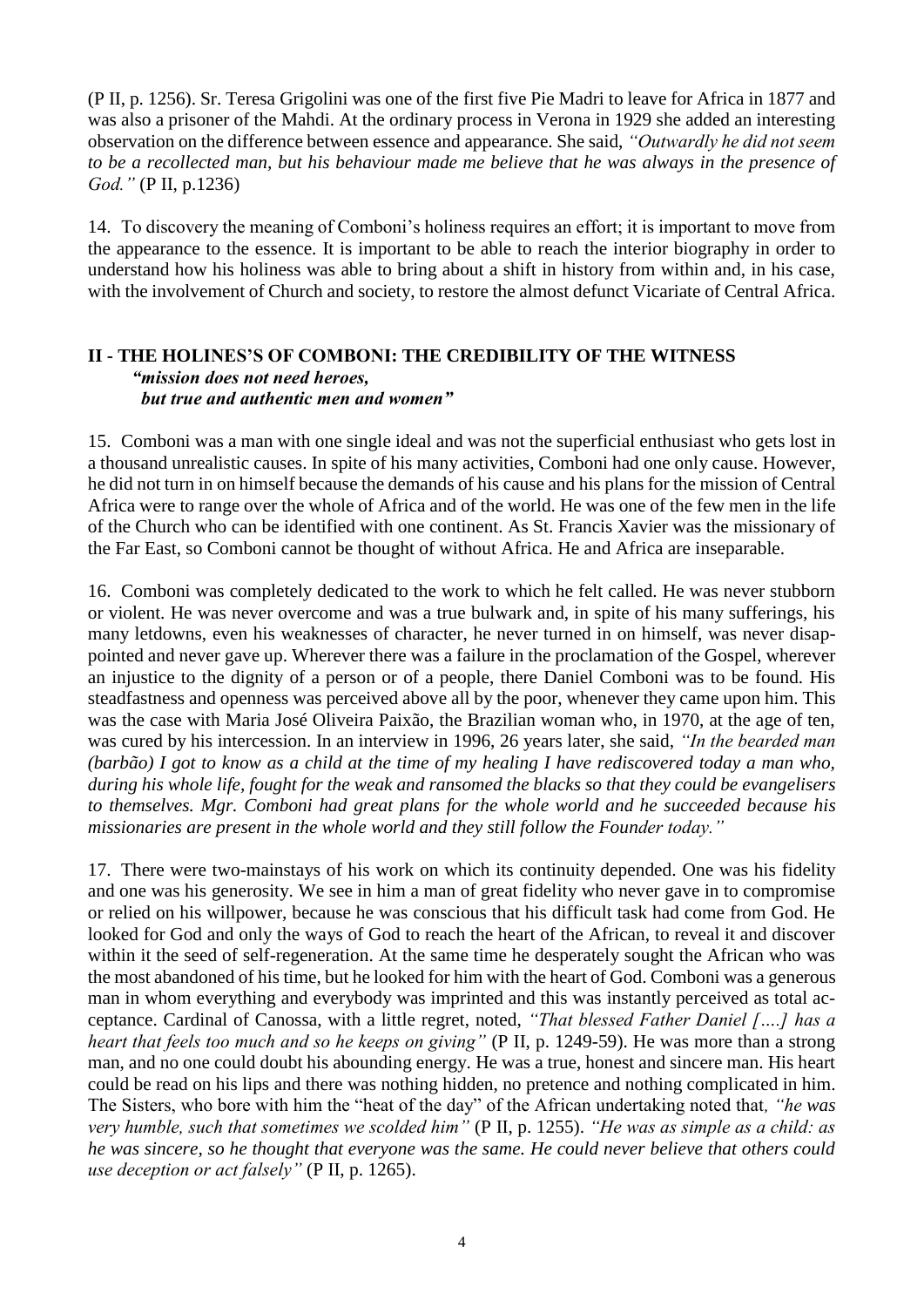(P II, p. 1256). Sr. Teresa Grigolini was one of the first five Pie Madri to leave for Africa in 1877 and was also a prisoner of the Mahdi. At the ordinary process in Verona in 1929 she added an interesting observation on the difference between essence and appearance. She said, *"Outwardly he did not seem to be a recollected man, but his behaviour made me believe that he was always in the presence of God."* (P II, p.1236)

14. To discovery the meaning of Comboni's holiness requires an effort; it is important to move from the appearance to the essence. It is important to be able to reach the interior biography in order to understand how his holiness was able to bring about a shift in history from within and, in his case, with the involvement of Church and society, to restore the almost defunct Vicariate of Central Africa.

## II - THE HOLINES'S OF COMBONI: THE CREDIBILITY OF THE WITNESS

***"mission does not need heroes, but true and authentic men and women"***

15. Comboni was a man with one single ideal and was not the superficial enthusiast who gets lost in a thousand unrealistic causes. In spite of his many activities, Comboni had one only cause. However, he did not turn in on himself because the demands of his cause and his plans for the mission of Central Africa were to range over the whole of Africa and of the world. He was one of the few men in the life of the Church who can be identified with one continent. As St. Francis Xavier was the missionary of the Far East, so Comboni cannot be thought of without Africa. He and Africa are inseparable.

16. Comboni was completely dedicated to the work to which he felt called. He was never stubborn or violent. He was never overcome and was a true bulwark and, in spite of his many sufferings, his many letdowns, even his weaknesses of character, he never turned in on himself, was never disappointed and never gave up. Wherever there was a failure in the proclamation of the Gospel, wherever an injustice to the dignity of a person or of a people, there Daniel Comboni was to be found. His steadfastness and openness was perceived above all by the poor, whenever they came upon him. This was the case with Maria José Oliveira Paixão, the Brazilian woman who, in 1970, at the age of ten, was cured by his intercession. In an interview in 1996, 26 years later, she said, *"In the bearded man (barbão) I got to know as a child at the time of my healing I have rediscovered today a man who, during his whole life, fought for the weak and ransomed the blacks so that they could be evangelisers to themselves. Mgr. Comboni had great plans for the whole world and he succeeded because his missionaries are present in the whole world and they still follow the Founder today."*

17. There were two-mainstays of his work on which its continuity depended. One was his fidelity and one was his generosity. We see in him a man of great fidelity who never gave in to compromise or relied on his willpower, because he was conscious that his difficult task had come from God. He looked for God and only the ways of God to reach the heart of the African, to reveal it and discover within it the seed of self-regeneration. At the same time he desperately sought the African who was the most abandoned of his time, but he looked for him with the heart of God. Comboni was a generous man in whom everything and everybody was imprinted and this was instantly perceived as total acceptance. Cardinal of Canossa, with a little regret, noted, *"That blessed Father Daniel [….] has a heart that feels too much and so he keeps on giving"* (P II, p. 1249-59). He was more than a strong man, and no one could doubt his abounding energy. He was a true, honest and sincere man. His heart could be read on his lips and there was nothing hidden, no pretence and nothing complicated in him. The Sisters, who bore with him the "heat of the day" of the African undertaking noted that*, "he was very humble, such that sometimes we scolded him"* (P II, p. 1255). *"He was as simple as a child: as he was sincere, so he thought that everyone was the same. He could never believe that others could use deception or act falsely"* (P II, p. 1265).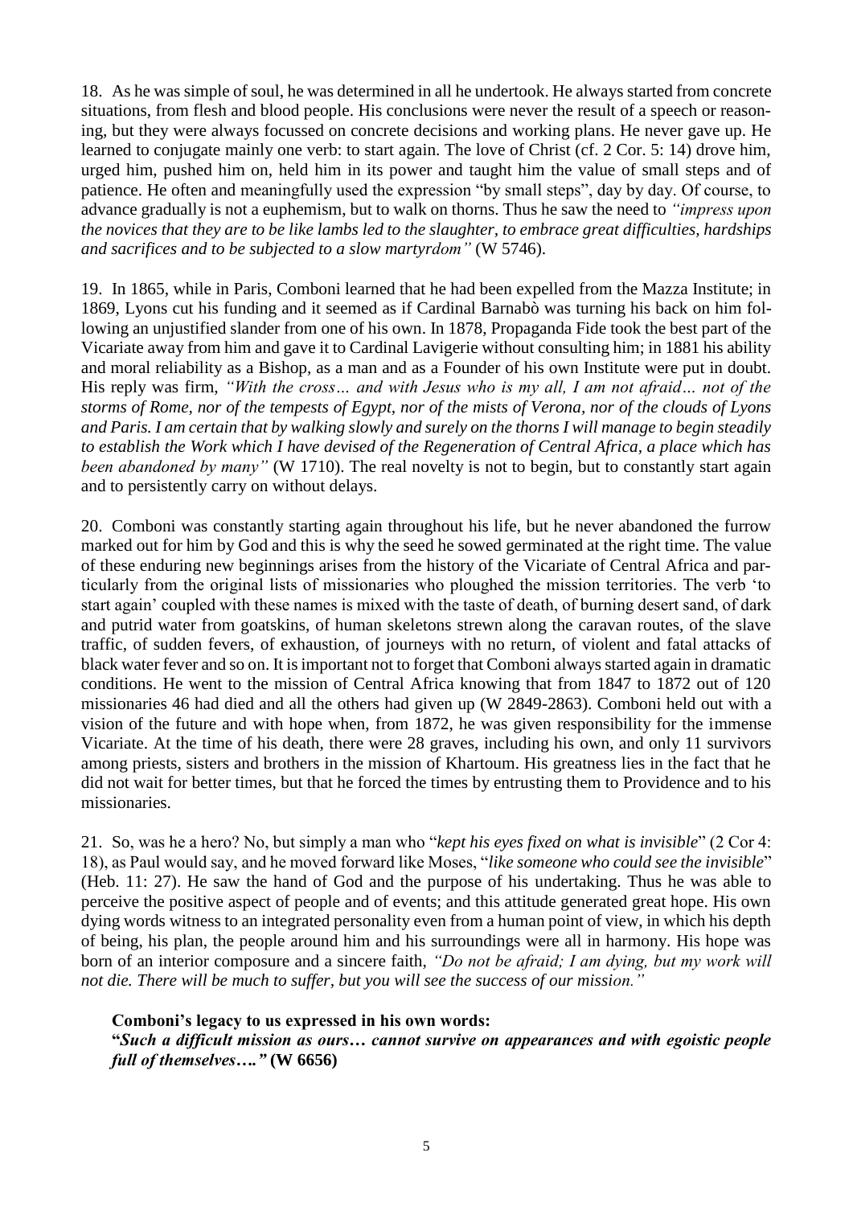18. As he was simple of soul, he was determined in all he undertook. He always started from concrete situations, from flesh and blood people. His conclusions were never the result of a speech or reasoning, but they were always focussed on concrete decisions and working plans. He never gave up. He learned to conjugate mainly one verb: to start again. The love of Christ (cf. 2 Cor. 5: 14) drove him, urged him, pushed him on, held him in its power and taught him the value of small steps and of patience. He often and meaningfully used the expression "by small steps", day by day. Of course, to advance gradually is not a euphemism, but to walk on thorns. Thus he saw the need to *"impress upon the novices that they are to be like lambs led to the slaughter, to embrace great difficulties, hardships and sacrifices and to be subjected to a slow martyrdom"* (W 5746).

19. In 1865, while in Paris, Comboni learned that he had been expelled from the Mazza Institute; in 1869, Lyons cut his funding and it seemed as if Cardinal Barnabò was turning his back on him following an unjustified slander from one of his own. In 1878, Propaganda Fide took the best part of the Vicariate away from him and gave it to Cardinal Lavigerie without consulting him; in 1881 his ability and moral reliability as a Bishop, as a man and as a Founder of his own Institute were put in doubt. His reply was firm, *"With the cross… and with Jesus who is my all, I am not afraid… not of the storms of Rome, nor of the tempests of Egypt, nor of the mists of Verona, nor of the clouds of Lyons and Paris. I am certain that by walking slowly and surely on the thorns I will manage to begin steadily to establish the Work which I have devised of the Regeneration of Central Africa, a place which has been abandoned by many"* (W 1710). The real novelty is not to begin, but to constantly start again and to persistently carry on without delays.

20. Comboni was constantly starting again throughout his life, but he never abandoned the furrow marked out for him by God and this is why the seed he sowed germinated at the right time. The value of these enduring new beginnings arises from the history of the Vicariate of Central Africa and particularly from the original lists of missionaries who ploughed the mission territories. The verb 'to start again' coupled with these names is mixed with the taste of death, of burning desert sand, of dark and putrid water from goatskins, of human skeletons strewn along the caravan routes, of the slave traffic, of sudden fevers, of exhaustion, of journeys with no return, of violent and fatal attacks of black water fever and so on. It is important not to forget that Comboni always started again in dramatic conditions. He went to the mission of Central Africa knowing that from 1847 to 1872 out of 120 missionaries 46 had died and all the others had given up (W 2849-2863). Comboni held out with a vision of the future and with hope when, from 1872, he was given responsibility for the immense Vicariate. At the time of his death, there were 28 graves, including his own, and only 11 survivors among priests, sisters and brothers in the mission of Khartoum. His greatness lies in the fact that he did not wait for better times, but that he forced the times by entrusting them to Providence and to his missionaries.

21. So, was he a hero? No, but simply a man who "*kept his eyes fixed on what is invisible*" (2 Cor 4: 18), as Paul would say, and he moved forward like Moses, "*like someone who could see the invisible*" (Heb. 11: 27). He saw the hand of God and the purpose of his undertaking. Thus he was able to perceive the positive aspect of people and of events; and this attitude generated great hope. His own dying words witness to an integrated personality even from a human point of view, in which his depth of being, his plan, the people around him and his surroundings were all in harmony. His hope was born of an interior composure and a sincere faith, *"Do not be afraid; I am dying, but my work will not die. There will be much to suffer, but you will see the success of our mission."*

**Comboni's legacy to us expressed in his own words:**
**"*Such a difficult mission as ours… cannot survive on appearances and with egoistic people full of themselves…."* (W 6656)**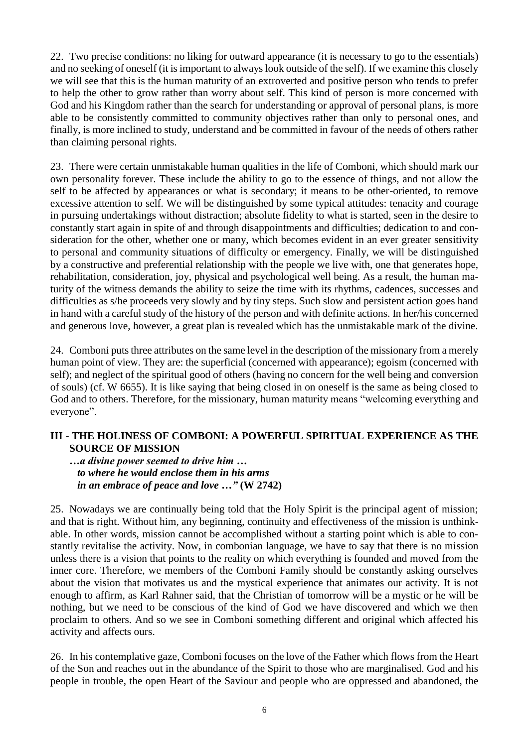22. Two precise conditions: no liking for outward appearance (it is necessary to go to the essentials) and no seeking of oneself (it is important to always look outside of the self). If we examine this closely we will see that this is the human maturity of an extroverted and positive person who tends to prefer to help the other to grow rather than worry about self. This kind of person is more concerned with God and his Kingdom rather than the search for understanding or approval of personal plans, is more able to be consistently committed to community objectives rather than only to personal ones, and finally, is more inclined to study, understand and be committed in favour of the needs of others rather than claiming personal rights.

23. There were certain unmistakable human qualities in the life of Comboni, which should mark our own personality forever. These include the ability to go to the essence of things, and not allow the self to be affected by appearances or what is secondary; it means to be other-oriented, to remove excessive attention to self. We will be distinguished by some typical attitudes: tenacity and courage in pursuing undertakings without distraction; absolute fidelity to what is started, seen in the desire to constantly start again in spite of and through disappointments and difficulties; dedication to and consideration for the other, whether one or many, which becomes evident in an ever greater sensitivity to personal and community situations of difficulty or emergency. Finally, we will be distinguished by a constructive and preferential relationship with the people we live with, one that generates hope, rehabilitation, consideration, joy, physical and psychological well being. As a result, the human maturity of the witness demands the ability to seize the time with its rhythms, cadences, successes and difficulties as s/he proceeds very slowly and by tiny steps. Such slow and persistent action goes hand in hand with a careful study of the history of the person and with definite actions. In her/his concerned and generous love, however, a great plan is revealed which has the unmistakable mark of the divine.

24. Comboni puts three attributes on the same level in the description of the missionary from a merely human point of view. They are: the superficial (concerned with appearance); egoism (concerned with self); and neglect of the spiritual good of others (having no concern for the well being and conversion of souls) (cf. W 6655). It is like saying that being closed in on oneself is the same as being closed to God and to others. Therefore, for the missionary, human maturity means "welcoming everything and everyone".

## III - THE HOLINESS OF COMBONI: A POWERFUL SPIRITUAL EXPERIENCE AS THE SOURCE OF MISSION

***…a divine power seemed to drive him …***
***to where he would enclose them in his arms***
***in an embrace of peace and love …"*** **(W 2742)**

25. Nowadays we are continually being told that the Holy Spirit is the principal agent of mission; and that is right. Without him, any beginning, continuity and effectiveness of the mission is unthinkable. In other words, mission cannot be accomplished without a starting point which is able to constantly revitalise the activity. Now, in combonian language, we have to say that there is no mission unless there is a vision that points to the reality on which everything is founded and moved from the inner core. Therefore, we members of the Comboni Family should be constantly asking ourselves about the vision that motivates us and the mystical experience that animates our activity. It is not enough to affirm, as Karl Rahner said, that the Christian of tomorrow will be a mystic or he will be nothing, but we need to be conscious of the kind of God we have discovered and which we then proclaim to others. And so we see in Comboni something different and original which affected his activity and affects ours.

26. In his contemplative gaze, Comboni focuses on the love of the Father which flows from the Heart of the Son and reaches out in the abundance of the Spirit to those who are marginalised. God and his people in trouble, the open Heart of the Saviour and people who are oppressed and abandoned, the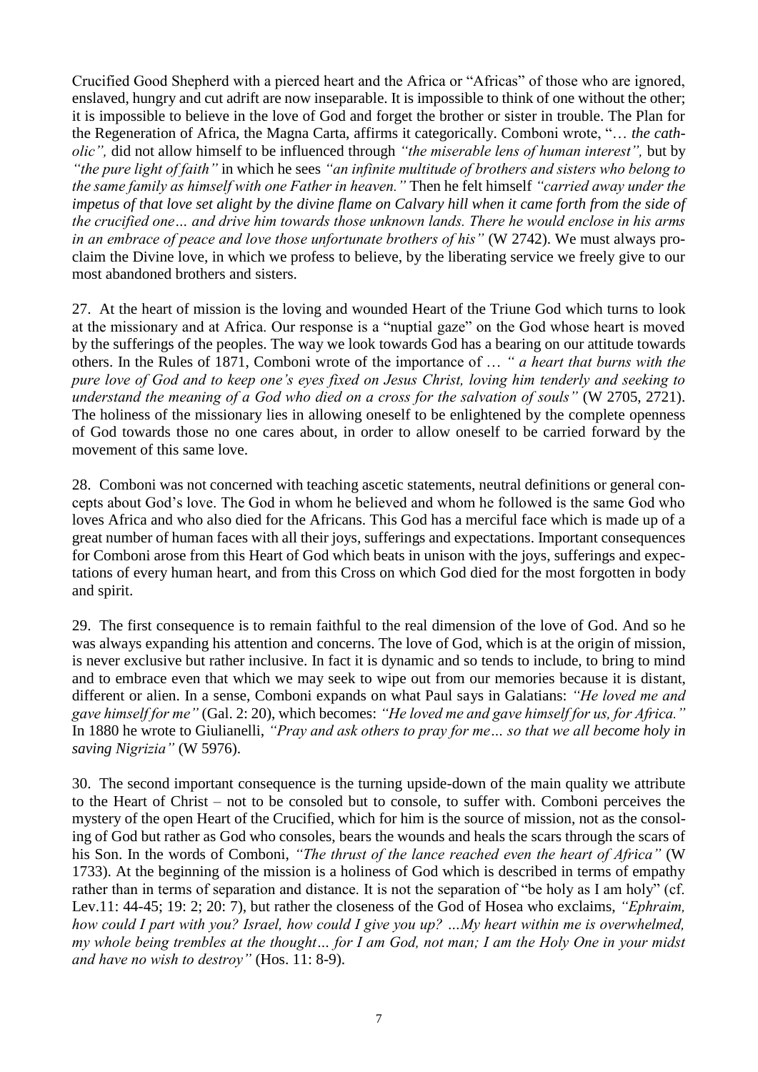Crucified Good Shepherd with a pierced heart and the Africa or "Africas" of those who are ignored, enslaved, hungry and cut adrift are now inseparable. It is impossible to think of one without the other; it is impossible to believe in the love of God and forget the brother or sister in trouble. The Plan for the Regeneration of Africa, the Magna Carta, affirms it categorically. Comboni wrote, "… *the catholic",* did not allow himself to be influenced through *"the miserable lens of human interest",* but by *"the pure light of faith"* in which he sees *"an infinite multitude of brothers and sisters who belong to the same family as himself with one Father in heaven."* Then he felt himself *"carried away under the impetus of that love set alight by the divine flame on Calvary hill when it came forth from the side of the crucified one… and drive him towards those unknown lands. There he would enclose in his arms in an embrace of peace and love those unfortunate brothers of his"* (W 2742). We must always proclaim the Divine love, in which we profess to believe, by the liberating service we freely give to our most abandoned brothers and sisters.

27. At the heart of mission is the loving and wounded Heart of the Triune God which turns to look at the missionary and at Africa. Our response is a "nuptial gaze" on the God whose heart is moved by the sufferings of the peoples. The way we look towards God has a bearing on our attitude towards others. In the Rules of 1871, Comboni wrote of the importance of … *" a heart that burns with the pure love of God and to keep one's eyes fixed on Jesus Christ, loving him tenderly and seeking to understand the meaning of a God who died on a cross for the salvation of souls"* (W 2705, 2721). The holiness of the missionary lies in allowing oneself to be enlightened by the complete openness of God towards those no one cares about, in order to allow oneself to be carried forward by the movement of this same love.

28. Comboni was not concerned with teaching ascetic statements, neutral definitions or general concepts about God's love. The God in whom he believed and whom he followed is the same God who loves Africa and who also died for the Africans. This God has a merciful face which is made up of a great number of human faces with all their joys, sufferings and expectations. Important consequences for Comboni arose from this Heart of God which beats in unison with the joys, sufferings and expectations of every human heart, and from this Cross on which God died for the most forgotten in body and spirit.

29. The first consequence is to remain faithful to the real dimension of the love of God. And so he was always expanding his attention and concerns. The love of God, which is at the origin of mission, is never exclusive but rather inclusive. In fact it is dynamic and so tends to include, to bring to mind and to embrace even that which we may seek to wipe out from our memories because it is distant, different or alien. In a sense, Comboni expands on what Paul says in Galatians: *"He loved me and gave himself for me"* (Gal. 2: 20), which becomes: *"He loved me and gave himself for us, for Africa."* In 1880 he wrote to Giulianelli, *"Pray and ask others to pray for me… so that we all become holy in saving Nigrizia"* (W 5976).

30. The second important consequence is the turning upside-down of the main quality we attribute to the Heart of Christ – not to be consoled but to console, to suffer with. Comboni perceives the mystery of the open Heart of the Crucified, which for him is the source of mission, not as the consoling of God but rather as God who consoles, bears the wounds and heals the scars through the scars of his Son. In the words of Comboni, *"The thrust of the lance reached even the heart of Africa"* (W 1733). At the beginning of the mission is a holiness of God which is described in terms of empathy rather than in terms of separation and distance. It is not the separation of "be holy as I am holy" (cf. Lev.11: 44-45; 19: 2; 20: 7), but rather the closeness of the God of Hosea who exclaims, *"Ephraim, how could I part with you? Israel, how could I give you up? …My heart within me is overwhelmed, my whole being trembles at the thought… for I am God, not man; I am the Holy One in your midst and have no wish to destroy"* (Hos. 11: 8-9).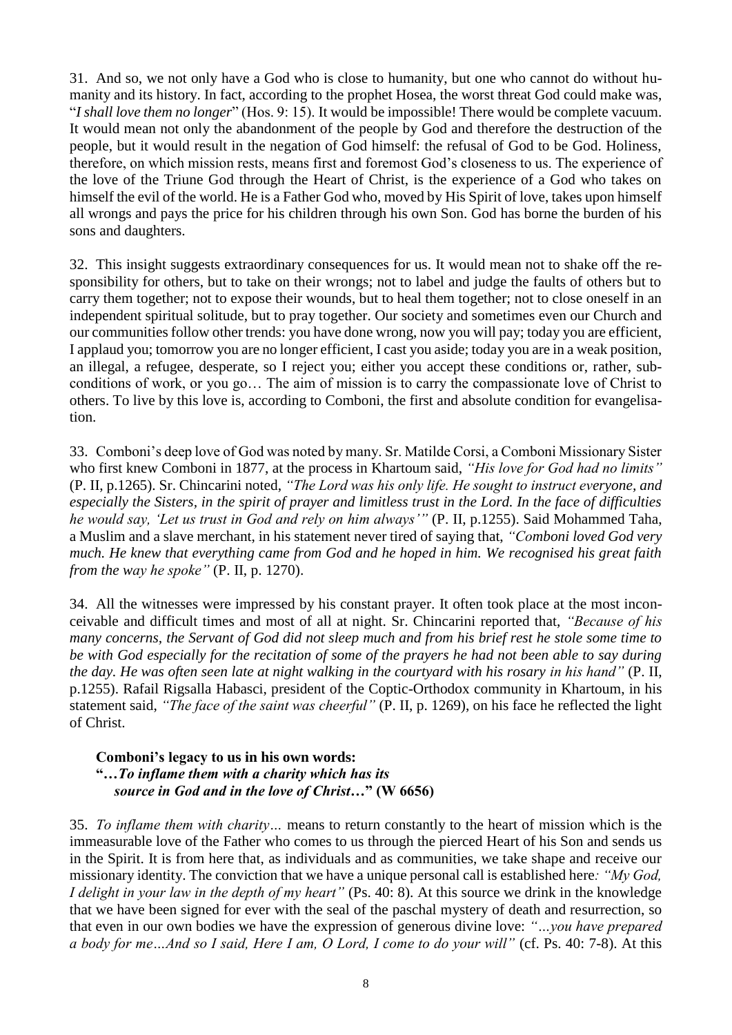31. And so, we not only have a God who is close to humanity, but one who cannot do without humanity and its history. In fact, according to the prophet Hosea, the worst threat God could make was, "*I shall love them no longer*" (Hos. 9: 15). It would be impossible! There would be complete vacuum. It would mean not only the abandonment of the people by God and therefore the destruction of the people, but it would result in the negation of God himself: the refusal of God to be God. Holiness, therefore, on which mission rests, means first and foremost God's closeness to us. The experience of the love of the Triune God through the Heart of Christ, is the experience of a God who takes on himself the evil of the world. He is a Father God who, moved by His Spirit of love, takes upon himself all wrongs and pays the price for his children through his own Son. God has borne the burden of his sons and daughters.

32. This insight suggests extraordinary consequences for us. It would mean not to shake off the responsibility for others, but to take on their wrongs; not to label and judge the faults of others but to carry them together; not to expose their wounds, but to heal them together; not to close oneself in an independent spiritual solitude, but to pray together. Our society and sometimes even our Church and our communities follow other trends: you have done wrong, now you will pay; today you are efficient, I applaud you; tomorrow you are no longer efficient, I cast you aside; today you are in a weak position, an illegal, a refugee, desperate, so I reject you; either you accept these conditions or, rather, sub-conditions of work, or you go… The aim of mission is to carry the compassionate love of Christ to others. To live by this love is, according to Comboni, the first and absolute condition for evangelisation.

33. Comboni's deep love of God was noted by many. Sr. Matilde Corsi, a Comboni Missionary Sister who first knew Comboni in 1877, at the process in Khartoum said, *"His love for God had no limits"* (P. II, p.1265). Sr. Chincarini noted, *"The Lord was his only life. He sought to instruct everyone, and especially the Sisters, in the spirit of prayer and limitless trust in the Lord. In the face of difficulties he would say, 'Let us trust in God and rely on him always'"* (P. II, p.1255). Said Mohammed Taha, a Muslim and a slave merchant, in his statement never tired of saying that, *"Comboni loved God very much. He knew that everything came from God and he hoped in him. We recognised his great faith from the way he spoke"* (P. II, p. 1270).

34. All the witnesses were impressed by his constant prayer. It often took place at the most inconceivable and difficult times and most of all at night. Sr. Chincarini reported that, *"Because of his many concerns, the Servant of God did not sleep much and from his brief rest he stole some time to be with God especially for the recitation of some of the prayers he had not been able to say during the day. He was often seen late at night walking in the courtyard with his rosary in his hand"* (P. II, p.1255). Rafail Rigsalla Habasci, president of the Coptic-Orthodox community in Khartoum, in his statement said, *"The face of the saint was cheerful"* (P. II, p. 1269), on his face he reflected the light of Christ.

**Comboni's legacy to us in his own words:**
**"…*To inflame them with a charity which has its source in God and in the love of Christ*…" (W 6656)**

35. *To inflame them with charity…* means to return constantly to the heart of mission which is the immeasurable love of the Father who comes to us through the pierced Heart of his Son and sends us in the Spirit. It is from here that, as individuals and as communities, we take shape and receive our missionary identity. The conviction that we have a unique personal call is established here*: "My God, I delight in your law in the depth of my heart"* (Ps. 40: 8). At this source we drink in the knowledge that we have been signed for ever with the seal of the paschal mystery of death and resurrection, so that even in our own bodies we have the expression of generous divine love: *"…you have prepared a body for me…And so I said, Here I am, O Lord, I come to do your will"* (cf. Ps. 40: 7-8). At this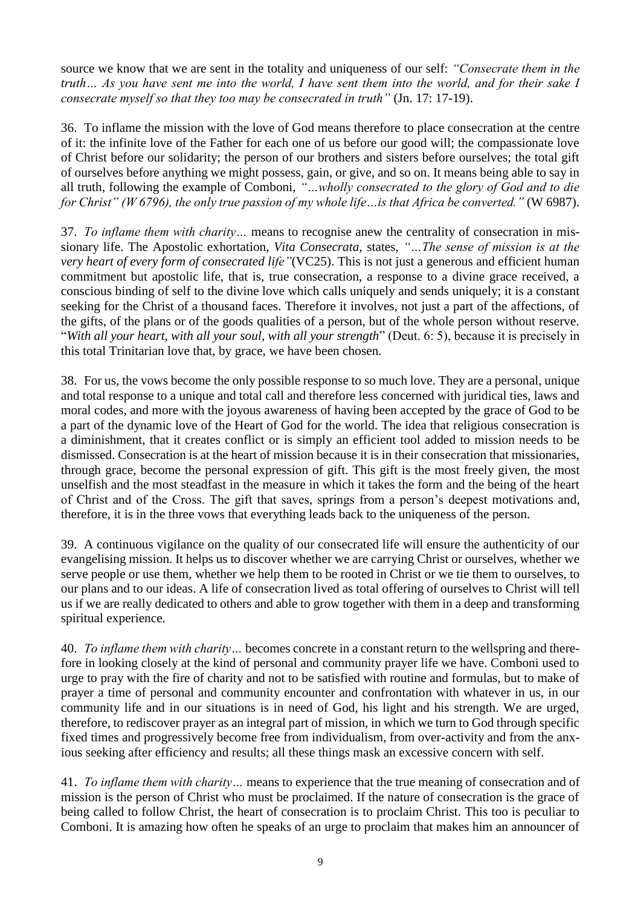source we know that we are sent in the totality and uniqueness of our self: *"Consecrate them in the truth… As you have sent me into the world, I have sent them into the world, and for their sake I consecrate myself so that they too may be consecrated in truth"* (Jn. 17: 17-19).

36. To inflame the mission with the love of God means therefore to place consecration at the centre of it: the infinite love of the Father for each one of us before our good will; the compassionate love of Christ before our solidarity; the person of our brothers and sisters before ourselves; the total gift of ourselves before anything we might possess, gain, or give, and so on. It means being able to say in all truth, following the example of Comboni, *"…wholly consecrated to the glory of God and to die for Christ" (W 6796), the only true passion of my whole life…is that Africa be converted."* (W 6987).

37. *To inflame them with charity…* means to recognise anew the centrality of consecration in missionary life. The Apostolic exhortation, *Vita Consecrata*, states, *"…The sense of mission is at the very heart of every form of consecrated life"*(VC25). This is not just a generous and efficient human commitment but apostolic life, that is, true consecration, a response to a divine grace received, a conscious binding of self to the divine love which calls uniquely and sends uniquely; it is a constant seeking for the Christ of a thousand faces. Therefore it involves, not just a part of the affections, of the gifts, of the plans or of the goods qualities of a person, but of the whole person without reserve. "*With all your heart, with all your soul, with all your strength*" (Deut. 6: 5), because it is precisely in this total Trinitarian love that, by grace, we have been chosen.

38. For us, the vows become the only possible response to so much love. They are a personal, unique and total response to a unique and total call and therefore less concerned with juridical ties, laws and moral codes, and more with the joyous awareness of having been accepted by the grace of God to be a part of the dynamic love of the Heart of God for the world. The idea that religious consecration is a diminishment, that it creates conflict or is simply an efficient tool added to mission needs to be dismissed. Consecration is at the heart of mission because it is in their consecration that missionaries, through grace, become the personal expression of gift. This gift is the most freely given, the most unselfish and the most steadfast in the measure in which it takes the form and the being of the heart of Christ and of the Cross. The gift that saves, springs from a person's deepest motivations and, therefore, it is in the three vows that everything leads back to the uniqueness of the person.

39. A continuous vigilance on the quality of our consecrated life will ensure the authenticity of our evangelising mission. It helps us to discover whether we are carrying Christ or ourselves, whether we serve people or use them, whether we help them to be rooted in Christ or we tie them to ourselves, to our plans and to our ideas. A life of consecration lived as total offering of ourselves to Christ will tell us if we are really dedicated to others and able to grow together with them in a deep and transforming spiritual experience.

40. *To inflame them with charity…* becomes concrete in a constant return to the wellspring and therefore in looking closely at the kind of personal and community prayer life we have. Comboni used to urge to pray with the fire of charity and not to be satisfied with routine and formulas, but to make of prayer a time of personal and community encounter and confrontation with whatever in us, in our community life and in our situations is in need of God, his light and his strength. We are urged, therefore, to rediscover prayer as an integral part of mission, in which we turn to God through specific fixed times and progressively become free from individualism, from over-activity and from the anxious seeking after efficiency and results; all these things mask an excessive concern with self.

41. *To inflame them with charity…* means to experience that the true meaning of consecration and of mission is the person of Christ who must be proclaimed. If the nature of consecration is the grace of being called to follow Christ, the heart of consecration is to proclaim Christ. This too is peculiar to Comboni. It is amazing how often he speaks of an urge to proclaim that makes him an announcer of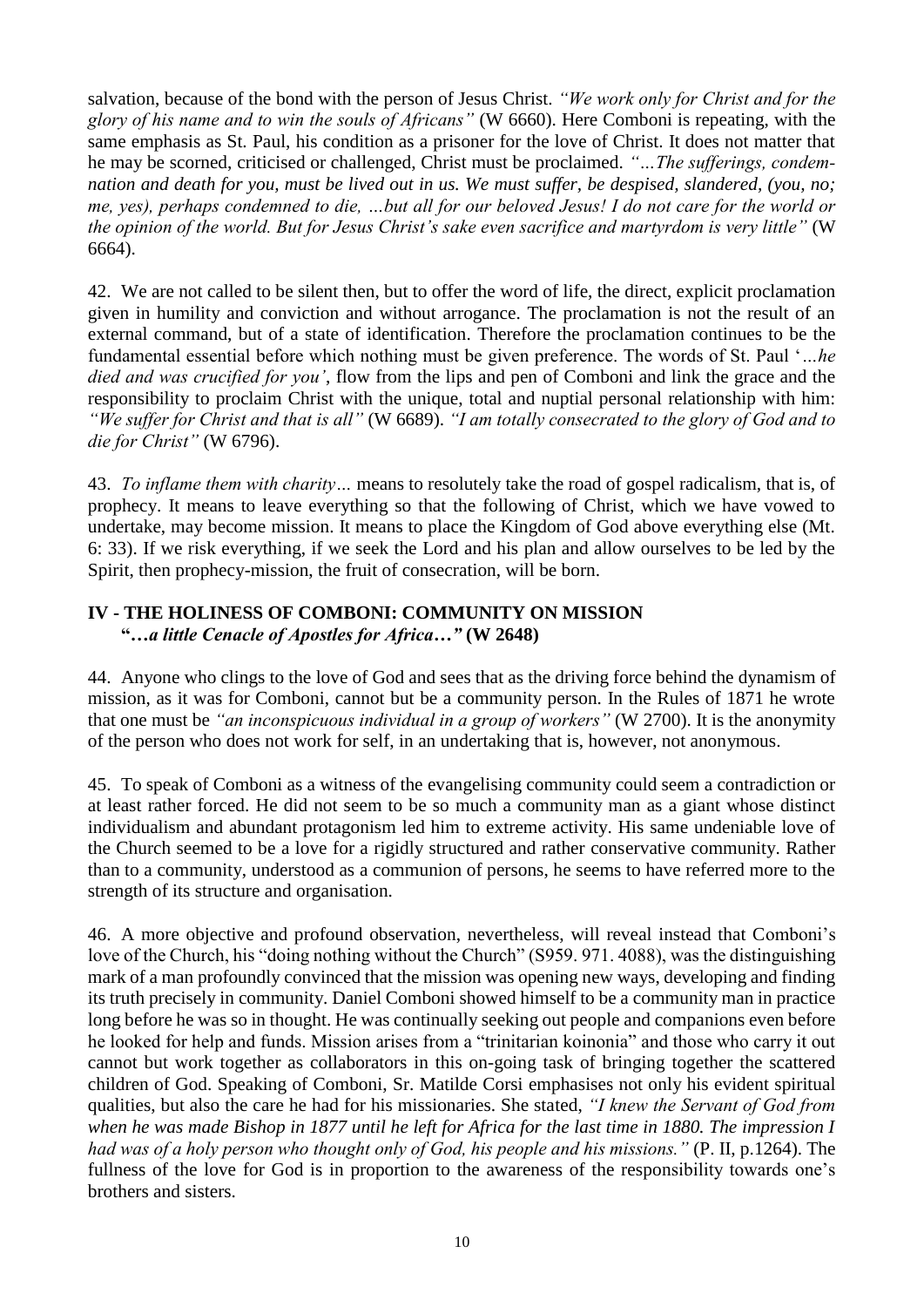salvation, because of the bond with the person of Jesus Christ. *"We work only for Christ and for the glory of his name and to win the souls of Africans"* (W 6660). Here Comboni is repeating, with the same emphasis as St. Paul, his condition as a prisoner for the love of Christ. It does not matter that he may be scorned, criticised or challenged, Christ must be proclaimed. *"…The sufferings, condemnation and death for you, must be lived out in us. We must suffer, be despised, slandered, (you, no; me, yes), perhaps condemned to die, …but all for our beloved Jesus! I do not care for the world or the opinion of the world. But for Jesus Christ's sake even sacrifice and martyrdom is very little"* (W 6664).

42. We are not called to be silent then, but to offer the word of life, the direct, explicit proclamation given in humility and conviction and without arrogance. The proclamation is not the result of an external command, but of a state of identification. Therefore the proclamation continues to be the fundamental essential before which nothing must be given preference. The words of St. Paul '*…he died and was crucified for you'*, flow from the lips and pen of Comboni and link the grace and the responsibility to proclaim Christ with the unique, total and nuptial personal relationship with him: *"We suffer for Christ and that is all"* (W 6689). *"I am totally consecrated to the glory of God and to die for Christ"* (W 6796).

43. *To inflame them with charity…* means to resolutely take the road of gospel radicalism, that is, of prophecy. It means to leave everything so that the following of Christ, which we have vowed to undertake, may become mission. It means to place the Kingdom of God above everything else (Mt. 6: 33). If we risk everything, if we seek the Lord and his plan and allow ourselves to be led by the Spirit, then prophecy-mission, the fruit of consecration, will be born.

## IV - THE HOLINESS OF COMBONI: COMMUNITY ON MISSION
### "…*a little Cenacle of Apostles for Africa…"* (W 2648)

44. Anyone who clings to the love of God and sees that as the driving force behind the dynamism of mission, as it was for Comboni, cannot but be a community person. In the Rules of 1871 he wrote that one must be *"an inconspicuous individual in a group of workers"* (W 2700). It is the anonymity of the person who does not work for self, in an undertaking that is, however, not anonymous.

45. To speak of Comboni as a witness of the evangelising community could seem a contradiction or at least rather forced. He did not seem to be so much a community man as a giant whose distinct individualism and abundant protagonism led him to extreme activity. His same undeniable love of the Church seemed to be a love for a rigidly structured and rather conservative community. Rather than to a community, understood as a communion of persons, he seems to have referred more to the strength of its structure and organisation.

46. A more objective and profound observation, nevertheless, will reveal instead that Comboni's love of the Church, his "doing nothing without the Church" (S959. 971. 4088), was the distinguishing mark of a man profoundly convinced that the mission was opening new ways, developing and finding its truth precisely in community. Daniel Comboni showed himself to be a community man in practice long before he was so in thought. He was continually seeking out people and companions even before he looked for help and funds. Mission arises from a "trinitarian koinonia" and those who carry it out cannot but work together as collaborators in this on-going task of bringing together the scattered children of God. Speaking of Comboni, Sr. Matilde Corsi emphasises not only his evident spiritual qualities, but also the care he had for his missionaries. She stated, *"I knew the Servant of God from when he was made Bishop in 1877 until he left for Africa for the last time in 1880. The impression I had was of a holy person who thought only of God, his people and his missions."* (P. II, p.1264). The fullness of the love for God is in proportion to the awareness of the responsibility towards one's brothers and sisters.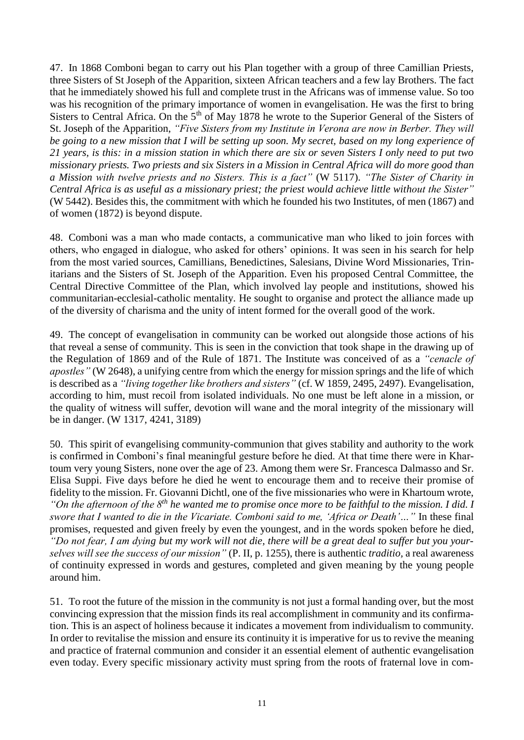47. In 1868 Comboni began to carry out his Plan together with a group of three Camillian Priests, three Sisters of St Joseph of the Apparition, sixteen African teachers and a few lay Brothers. The fact that he immediately showed his full and complete trust in the Africans was of immense value. So too was his recognition of the primary importance of women in evangelisation. He was the first to bring Sisters to Central Africa. On the 5th of May 1878 he wrote to the Superior General of the Sisters of St. Joseph of the Apparition, *"Five Sisters from my Institute in Verona are now in Berber. They will be going to a new mission that I will be setting up soon. My secret, based on my long experience of 21 years, is this: in a mission station in which there are six or seven Sisters I only need to put two missionary priests. Two priests and six Sisters in a Mission in Central Africa will do more good than a Mission with twelve priests and no Sisters. This is a fact"* (W 5117). *"The Sister of Charity in Central Africa is as useful as a missionary priest; the priest would achieve little without the Sister"* (W 5442). Besides this, the commitment with which he founded his two Institutes, of men (1867) and of women (1872) is beyond dispute.

48. Comboni was a man who made contacts, a communicative man who liked to join forces with others, who engaged in dialogue, who asked for others' opinions. It was seen in his search for help from the most varied sources, Camillians, Benedictines, Salesians, Divine Word Missionaries, Trinitarians and the Sisters of St. Joseph of the Apparition. Even his proposed Central Committee, the Central Directive Committee of the Plan, which involved lay people and institutions, showed his communitarian-ecclesial-catholic mentality. He sought to organise and protect the alliance made up of the diversity of charisma and the unity of intent formed for the overall good of the work.

49. The concept of evangelisation in community can be worked out alongside those actions of his that reveal a sense of community. This is seen in the conviction that took shape in the drawing up of the Regulation of 1869 and of the Rule of 1871. The Institute was conceived of as a *"cenacle of apostles"* (W 2648), a unifying centre from which the energy for mission springs and the life of which is described as a *"living together like brothers and sisters"* (cf. W 1859, 2495, 2497). Evangelisation, according to him, must recoil from isolated individuals. No one must be left alone in a mission, or the quality of witness will suffer, devotion will wane and the moral integrity of the missionary will be in danger. (W 1317, 4241, 3189)

50. This spirit of evangelising community-communion that gives stability and authority to the work is confirmed in Comboni's final meaningful gesture before he died. At that time there were in Khartoum very young Sisters, none over the age of 23. Among them were Sr. Francesca Dalmasso and Sr. Elisa Suppi. Five days before he died he went to encourage them and to receive their promise of fidelity to the mission. Fr. Giovanni Dichtl, one of the five missionaries who were in Khartoum wrote, *"On the afternoon of the 8th he wanted me to promise once more to be faithful to the mission. I did. I swore that I wanted to die in the Vicariate. Comboni said to me, 'Africa or Death'…"* In these final promises, requested and given freely by even the youngest, and in the words spoken before he died, *"Do not fear, I am dying but my work will not die, there will be a great deal to suffer but you yourselves will see the success of our mission"* (P. II, p. 1255), there is authentic *traditio*, a real awareness of continuity expressed in words and gestures, completed and given meaning by the young people around him.

51. To root the future of the mission in the community is not just a formal handing over, but the most convincing expression that the mission finds its real accomplishment in community and its confirmation. This is an aspect of holiness because it indicates a movement from individualism to community. In order to revitalise the mission and ensure its continuity it is imperative for us to revive the meaning and practice of fraternal communion and consider it an essential element of authentic evangelisation even today. Every specific missionary activity must spring from the roots of fraternal love in com-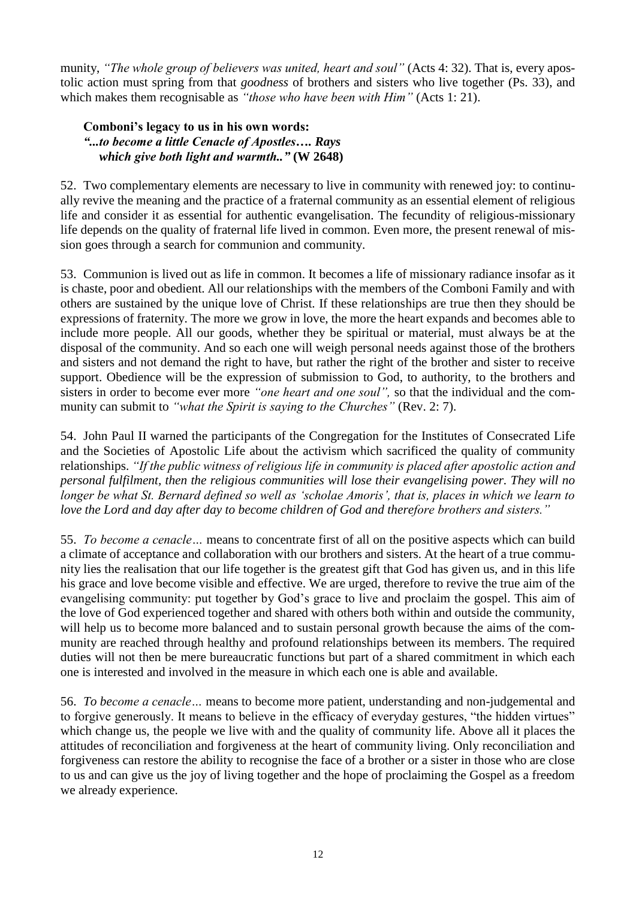munity, *"The whole group of believers was united, heart and soul"* (Acts 4: 32). That is, every apostolic action must spring from that *goodness* of brothers and sisters who live together (Ps. 33), and which makes them recognisable as *"those who have been with Him"* (Acts 1: 21).

**Comboni's legacy to us in his own words:**
***"...to become a little Cenacle of Apostles…. Rays which give both light and warmth.."* (W 2648)**

52. Two complementary elements are necessary to live in community with renewed joy: to continually revive the meaning and the practice of a fraternal community as an essential element of religious life and consider it as essential for authentic evangelisation. The fecundity of religious-missionary life depends on the quality of fraternal life lived in common. Even more, the present renewal of mission goes through a search for communion and community.

53. Communion is lived out as life in common. It becomes a life of missionary radiance insofar as it is chaste, poor and obedient. All our relationships with the members of the Comboni Family and with others are sustained by the unique love of Christ. If these relationships are true then they should be expressions of fraternity. The more we grow in love, the more the heart expands and becomes able to include more people. All our goods, whether they be spiritual or material, must always be at the disposal of the community. And so each one will weigh personal needs against those of the brothers and sisters and not demand the right to have, but rather the right of the brother and sister to receive support. Obedience will be the expression of submission to God, to authority, to the brothers and sisters in order to become ever more *"one heart and one soul",* so that the individual and the community can submit to *"what the Spirit is saying to the Churches"* (Rev. 2: 7).

54. John Paul II warned the participants of the Congregation for the Institutes of Consecrated Life and the Societies of Apostolic Life about the activism which sacrificed the quality of community relationships. *"If the public witness of religious life in community is placed after apostolic action and personal fulfilment, then the religious communities will lose their evangelising power. They will no longer be what St. Bernard defined so well as 'scholae Amoris', that is, places in which we learn to love the Lord and day after day to become children of God and therefore brothers and sisters."*

55. *To become a cenacle…* means to concentrate first of all on the positive aspects which can build a climate of acceptance and collaboration with our brothers and sisters. At the heart of a true community lies the realisation that our life together is the greatest gift that God has given us, and in this life his grace and love become visible and effective. We are urged, therefore to revive the true aim of the evangelising community: put together by God's grace to live and proclaim the gospel. This aim of the love of God experienced together and shared with others both within and outside the community, will help us to become more balanced and to sustain personal growth because the aims of the community are reached through healthy and profound relationships between its members. The required duties will not then be mere bureaucratic functions but part of a shared commitment in which each one is interested and involved in the measure in which each one is able and available.

56. *To become a cenacle…* means to become more patient, understanding and non-judgemental and to forgive generously. It means to believe in the efficacy of everyday gestures, "the hidden virtues" which change us, the people we live with and the quality of community life. Above all it places the attitudes of reconciliation and forgiveness at the heart of community living. Only reconciliation and forgiveness can restore the ability to recognise the face of a brother or a sister in those who are close to us and can give us the joy of living together and the hope of proclaiming the Gospel as a freedom we already experience.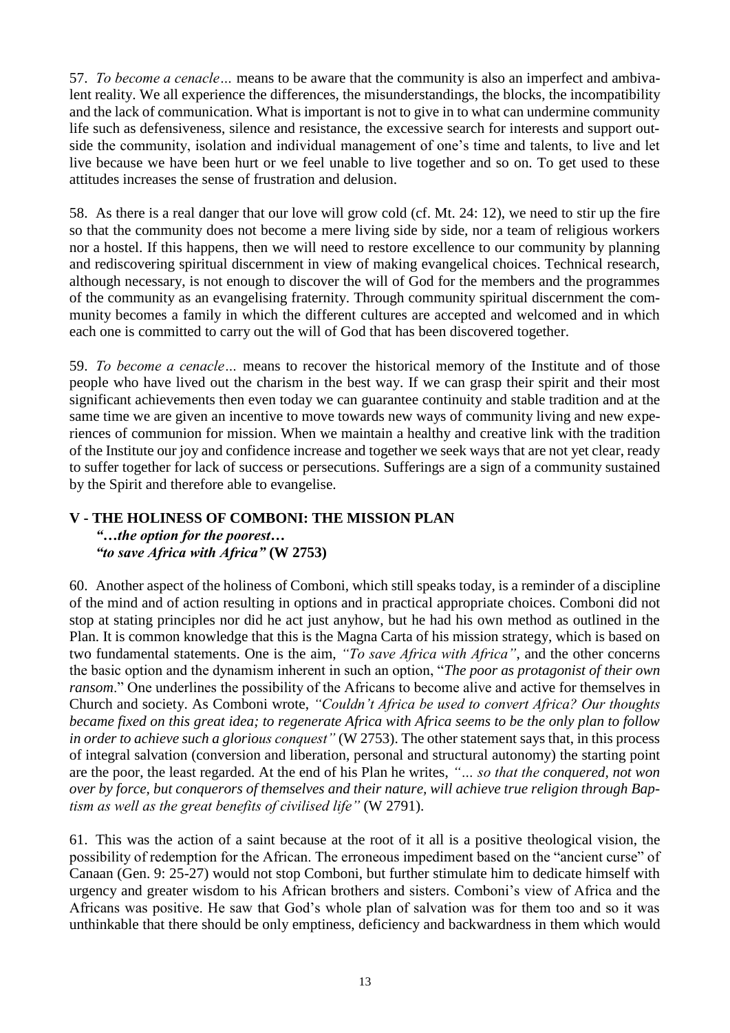57. *To become a cenacle…* means to be aware that the community is also an imperfect and ambivalent reality. We all experience the differences, the misunderstandings, the blocks, the incompatibility and the lack of communication. What is important is not to give in to what can undermine community life such as defensiveness, silence and resistance, the excessive search for interests and support outside the community, isolation and individual management of one's time and talents, to live and let live because we have been hurt or we feel unable to live together and so on. To get used to these attitudes increases the sense of frustration and delusion.

58. As there is a real danger that our love will grow cold (cf. Mt. 24: 12), we need to stir up the fire so that the community does not become a mere living side by side, nor a team of religious workers nor a hostel. If this happens, then we will need to restore excellence to our community by planning and rediscovering spiritual discernment in view of making evangelical choices. Technical research, although necessary, is not enough to discover the will of God for the members and the programmes of the community as an evangelising fraternity. Through community spiritual discernment the community becomes a family in which the different cultures are accepted and welcomed and in which each one is committed to carry out the will of God that has been discovered together.

59. *To become a cenacle…* means to recover the historical memory of the Institute and of those people who have lived out the charism in the best way. If we can grasp their spirit and their most significant achievements then even today we can guarantee continuity and stable tradition and at the same time we are given an incentive to move towards new ways of community living and new experiences of communion for mission. When we maintain a healthy and creative link with the tradition of the Institute our joy and confidence increase and together we seek ways that are not yet clear, ready to suffer together for lack of success or persecutions. Sufferings are a sign of a community sustained by the Spirit and therefore able to evangelise.

## V - THE HOLINESS OF COMBONI: THE MISSION PLAN

***"…the option for the poorest…***
***"to save Africa with Africa"* (W 2753)**

60. Another aspect of the holiness of Comboni, which still speaks today, is a reminder of a discipline of the mind and of action resulting in options and in practical appropriate choices. Comboni did not stop at stating principles nor did he act just anyhow, but he had his own method as outlined in the Plan. It is common knowledge that this is the Magna Carta of his mission strategy, which is based on two fundamental statements. One is the aim, *"To save Africa with Africa"*, and the other concerns the basic option and the dynamism inherent in such an option, "*The poor as protagonist of their own ransom*." One underlines the possibility of the Africans to become alive and active for themselves in Church and society. As Comboni wrote, *"Couldn't Africa be used to convert Africa? Our thoughts became fixed on this great idea; to regenerate Africa with Africa seems to be the only plan to follow in order to achieve such a glorious conquest"* (W 2753). The other statement says that, in this process of integral salvation (conversion and liberation, personal and structural autonomy) the starting point are the poor, the least regarded. At the end of his Plan he writes, *"… so that the conquered, not won over by force, but conquerors of themselves and their nature, will achieve true religion through Baptism as well as the great benefits of civilised life"* (W 2791).

61. This was the action of a saint because at the root of it all is a positive theological vision, the possibility of redemption for the African. The erroneous impediment based on the "ancient curse" of Canaan (Gen. 9: 25-27) would not stop Comboni, but further stimulate him to dedicate himself with urgency and greater wisdom to his African brothers and sisters. Comboni's view of Africa and the Africans was positive. He saw that God's whole plan of salvation was for them too and so it was unthinkable that there should be only emptiness, deficiency and backwardness in them which would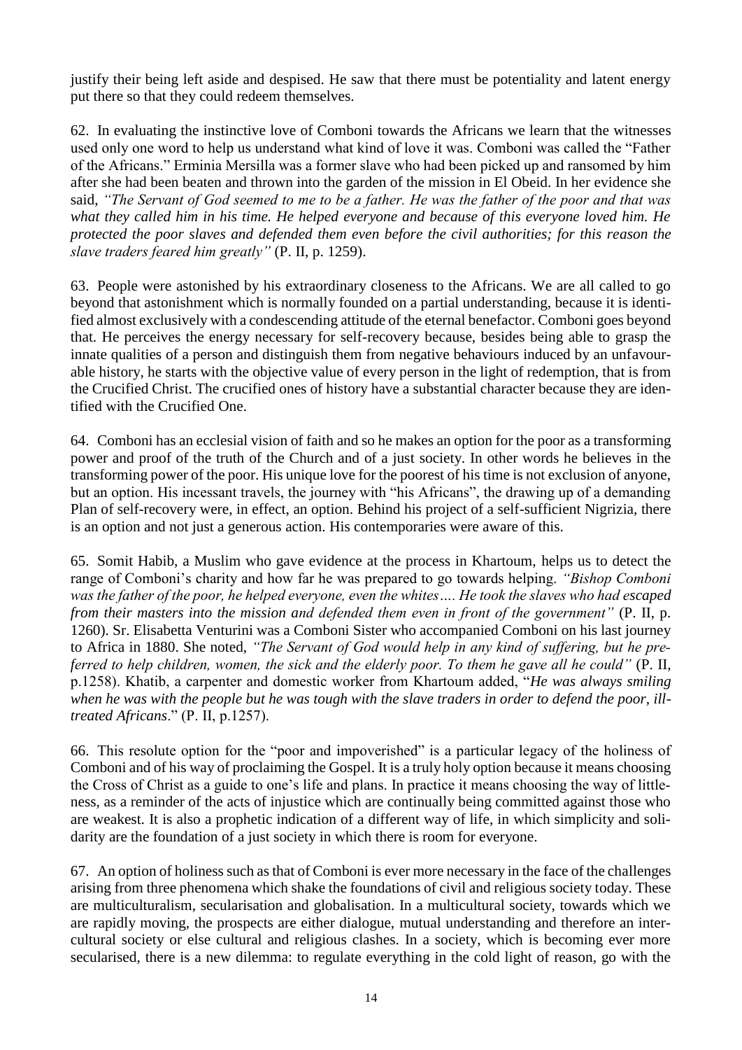justify their being left aside and despised. He saw that there must be potentiality and latent energy put there so that they could redeem themselves.

62. In evaluating the instinctive love of Comboni towards the Africans we learn that the witnesses used only one word to help us understand what kind of love it was. Comboni was called the "Father of the Africans." Erminia Mersilla was a former slave who had been picked up and ransomed by him after she had been beaten and thrown into the garden of the mission in El Obeid. In her evidence she said, *"The Servant of God seemed to me to be a father. He was the father of the poor and that was what they called him in his time. He helped everyone and because of this everyone loved him. He protected the poor slaves and defended them even before the civil authorities; for this reason the slave traders feared him greatly"* (P. II, p. 1259).

63. People were astonished by his extraordinary closeness to the Africans. We are all called to go beyond that astonishment which is normally founded on a partial understanding, because it is identified almost exclusively with a condescending attitude of the eternal benefactor. Comboni goes beyond that. He perceives the energy necessary for self-recovery because, besides being able to grasp the innate qualities of a person and distinguish them from negative behaviours induced by an unfavourable history, he starts with the objective value of every person in the light of redemption, that is from the Crucified Christ. The crucified ones of history have a substantial character because they are identified with the Crucified One.

64. Comboni has an ecclesial vision of faith and so he makes an option for the poor as a transforming power and proof of the truth of the Church and of a just society. In other words he believes in the transforming power of the poor. His unique love for the poorest of his time is not exclusion of anyone, but an option. His incessant travels, the journey with "his Africans", the drawing up of a demanding Plan of self-recovery were, in effect, an option. Behind his project of a self-sufficient Nigrizia, there is an option and not just a generous action. His contemporaries were aware of this.

65. Somit Habib, a Muslim who gave evidence at the process in Khartoum, helps us to detect the range of Comboni's charity and how far he was prepared to go towards helping. *"Bishop Comboni was the father of the poor, he helped everyone, even the whites…. He took the slaves who had escaped from their masters into the mission and defended them even in front of the government"* (P. II, p. 1260). Sr. Elisabetta Venturini was a Comboni Sister who accompanied Comboni on his last journey to Africa in 1880. She noted, *"The Servant of God would help in any kind of suffering, but he preferred to help children, women, the sick and the elderly poor. To them he gave all he could"* (P. II, p.1258). Khatib, a carpenter and domestic worker from Khartoum added, "*He was always smiling when he was with the people but he was tough with the slave traders in order to defend the poor, ill-treated Africans*." (P. II, p.1257).

66. This resolute option for the "poor and impoverished" is a particular legacy of the holiness of Comboni and of his way of proclaiming the Gospel. It is a truly holy option because it means choosing the Cross of Christ as a guide to one's life and plans. In practice it means choosing the way of littleness, as a reminder of the acts of injustice which are continually being committed against those who are weakest. It is also a prophetic indication of a different way of life, in which simplicity and solidarity are the foundation of a just society in which there is room for everyone.

67. An option of holiness such as that of Comboni is ever more necessary in the face of the challenges arising from three phenomena which shake the foundations of civil and religious society today. These are multiculturalism, secularisation and globalisation. In a multicultural society, towards which we are rapidly moving, the prospects are either dialogue, mutual understanding and therefore an intercultural society or else cultural and religious clashes. In a society, which is becoming ever more secularised, there is a new dilemma: to regulate everything in the cold light of reason, go with the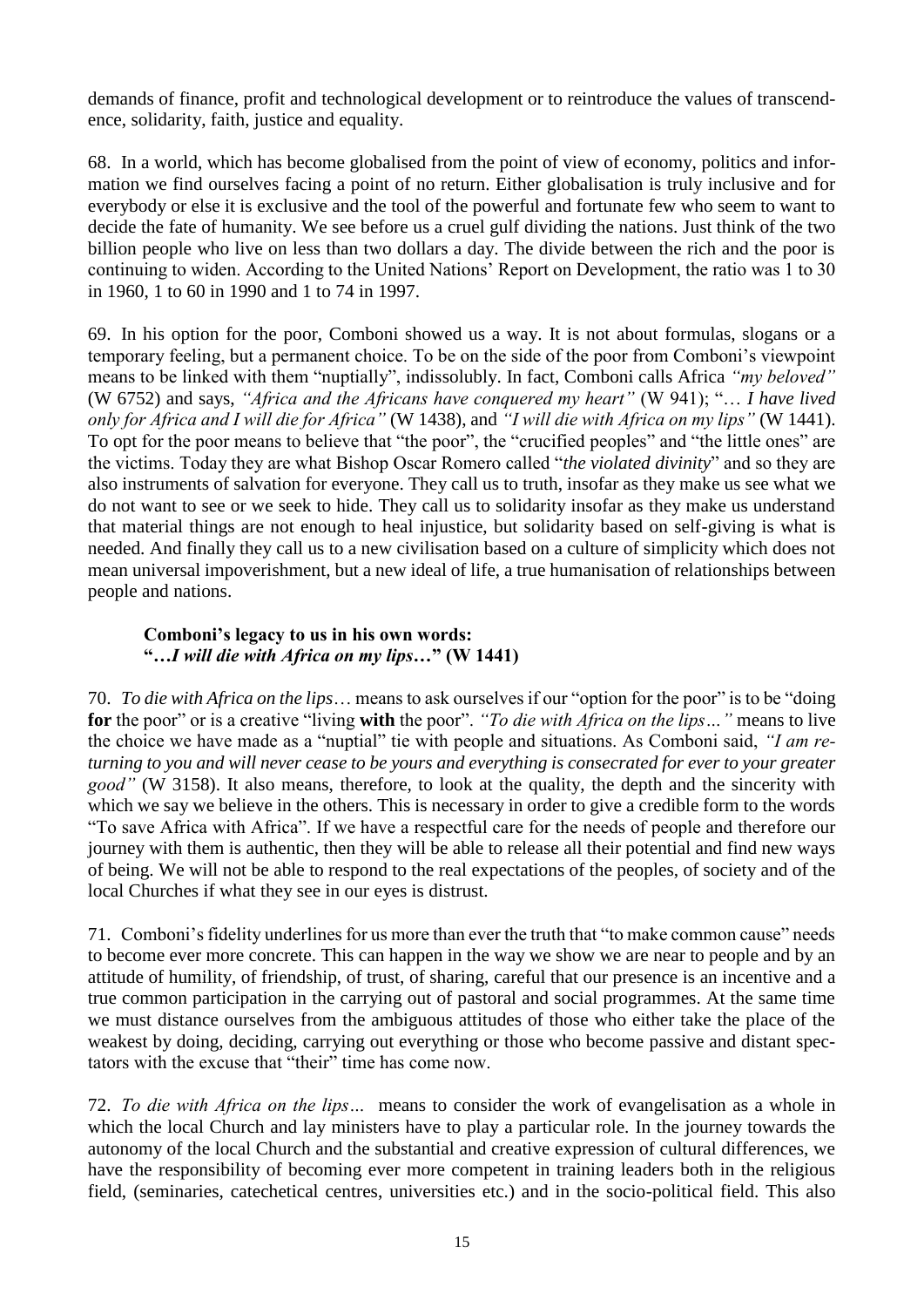demands of finance, profit and technological development or to reintroduce the values of transcendence, solidarity, faith, justice and equality.

68. In a world, which has become globalised from the point of view of economy, politics and information we find ourselves facing a point of no return. Either globalisation is truly inclusive and for everybody or else it is exclusive and the tool of the powerful and fortunate few who seem to want to decide the fate of humanity. We see before us a cruel gulf dividing the nations. Just think of the two billion people who live on less than two dollars a day. The divide between the rich and the poor is continuing to widen. According to the United Nations' Report on Development, the ratio was 1 to 30 in 1960, 1 to 60 in 1990 and 1 to 74 in 1997.

69. In his option for the poor, Comboni showed us a way. It is not about formulas, slogans or a temporary feeling, but a permanent choice. To be on the side of the poor from Comboni's viewpoint means to be linked with them "nuptially", indissolubly. In fact, Comboni calls Africa *"my beloved"* (W 6752) and says, *"Africa and the Africans have conquered my heart"* (W 941); "… *I have lived only for Africa and I will die for Africa"* (W 1438), and *"I will die with Africa on my lips"* (W 1441). To opt for the poor means to believe that "the poor", the "crucified peoples" and "the little ones" are the victims. Today they are what Bishop Oscar Romero called "*the violated divinity*" and so they are also instruments of salvation for everyone. They call us to truth, insofar as they make us see what we do not want to see or we seek to hide. They call us to solidarity insofar as they make us understand that material things are not enough to heal injustice, but solidarity based on self-giving is what is needed. And finally they call us to a new civilisation based on a culture of simplicity which does not mean universal impoverishment, but a new ideal of life, a true humanisation of relationships between people and nations.

### Comboni's legacy to us in his own words: "…*I will die with Africa on my lips*…" (W 1441)

70. *To die with Africa on the lips*… means to ask ourselves if our "option for the poor" is to be "doing **for** the poor" or is a creative "living **with** the poor". *"To die with Africa on the lips…"* means to live the choice we have made as a "nuptial" tie with people and situations. As Comboni said, *"I am returning to you and will never cease to be yours and everything is consecrated for ever to your greater good"* (W 3158). It also means, therefore, to look at the quality, the depth and the sincerity with which we say we believe in the others. This is necessary in order to give a credible form to the words "To save Africa with Africa". If we have a respectful care for the needs of people and therefore our journey with them is authentic, then they will be able to release all their potential and find new ways of being. We will not be able to respond to the real expectations of the peoples, of society and of the local Churches if what they see in our eyes is distrust.

71. Comboni's fidelity underlines for us more than ever the truth that "to make common cause" needs to become ever more concrete. This can happen in the way we show we are near to people and by an attitude of humility, of friendship, of trust, of sharing, careful that our presence is an incentive and a true common participation in the carrying out of pastoral and social programmes. At the same time we must distance ourselves from the ambiguous attitudes of those who either take the place of the weakest by doing, deciding, carrying out everything or those who become passive and distant spectators with the excuse that "their" time has come now.

72. *To die with Africa on the lips…* means to consider the work of evangelisation as a whole in which the local Church and lay ministers have to play a particular role. In the journey towards the autonomy of the local Church and the substantial and creative expression of cultural differences, we have the responsibility of becoming ever more competent in training leaders both in the religious field, (seminaries, catechetical centres, universities etc.) and in the socio-political field. This also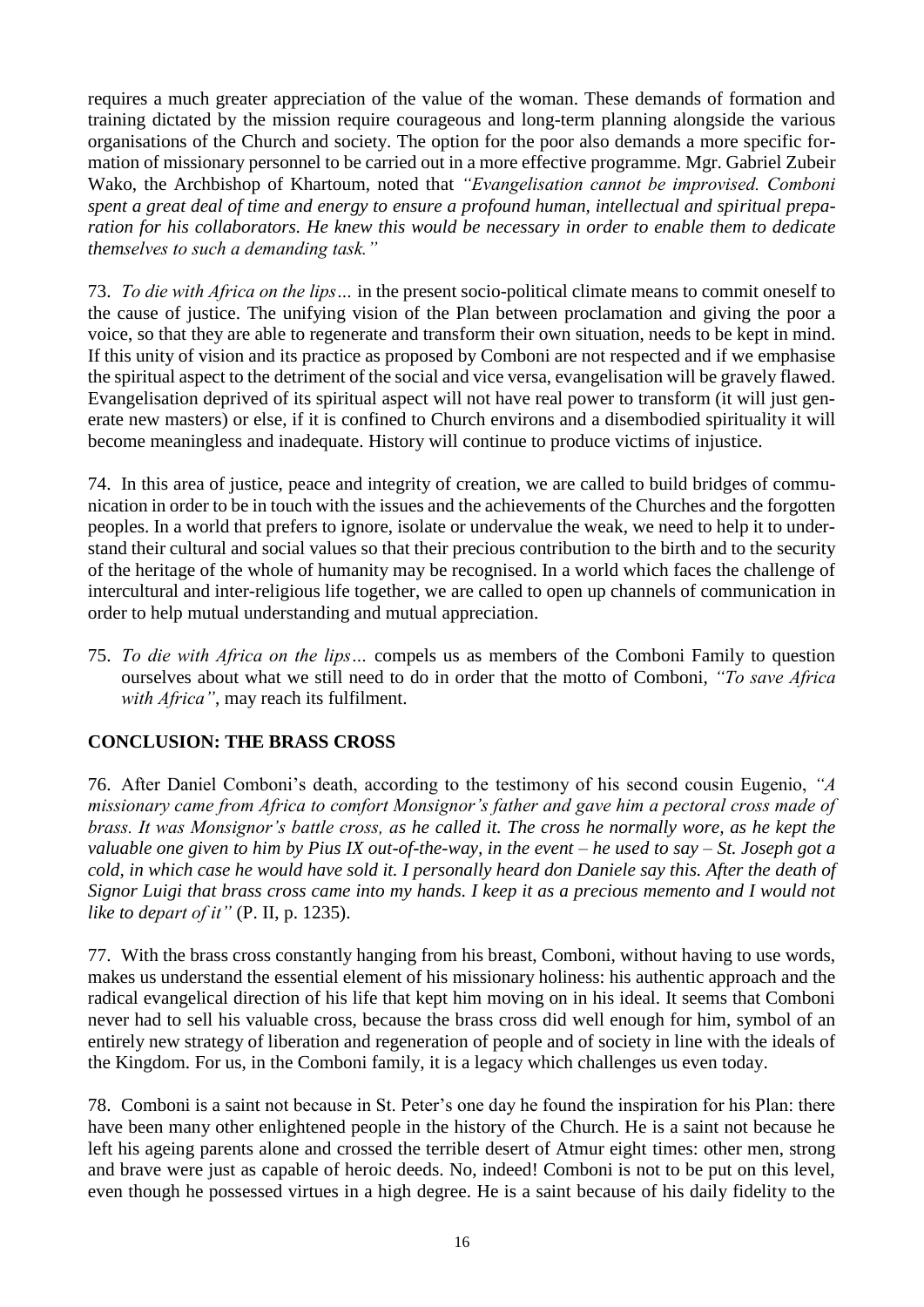requires a much greater appreciation of the value of the woman. These demands of formation and training dictated by the mission require courageous and long-term planning alongside the various organisations of the Church and society. The option for the poor also demands a more specific formation of missionary personnel to be carried out in a more effective programme. Mgr. Gabriel Zubeir Wako, the Archbishop of Khartoum, noted that *"Evangelisation cannot be improvised. Comboni spent a great deal of time and energy to ensure a profound human, intellectual and spiritual preparation for his collaborators. He knew this would be necessary in order to enable them to dedicate themselves to such a demanding task."*

73. *To die with Africa on the lips…* in the present socio-political climate means to commit oneself to the cause of justice. The unifying vision of the Plan between proclamation and giving the poor a voice, so that they are able to regenerate and transform their own situation, needs to be kept in mind. If this unity of vision and its practice as proposed by Comboni are not respected and if we emphasise the spiritual aspect to the detriment of the social and vice versa, evangelisation will be gravely flawed. Evangelisation deprived of its spiritual aspect will not have real power to transform (it will just generate new masters) or else, if it is confined to Church environs and a disembodied spirituality it will become meaningless and inadequate. History will continue to produce victims of injustice.

74. In this area of justice, peace and integrity of creation, we are called to build bridges of communication in order to be in touch with the issues and the achievements of the Churches and the forgotten peoples. In a world that prefers to ignore, isolate or undervalue the weak, we need to help it to understand their cultural and social values so that their precious contribution to the birth and to the security of the heritage of the whole of humanity may be recognised. In a world which faces the challenge of intercultural and inter-religious life together, we are called to open up channels of communication in order to help mutual understanding and mutual appreciation.

75. *To die with Africa on the lips…* compels us as members of the Comboni Family to question ourselves about what we still need to do in order that the motto of Comboni, *"To save Africa with Africa"*, may reach its fulfilment.

## CONCLUSION: THE BRASS CROSS

76. After Daniel Comboni's death, according to the testimony of his second cousin Eugenio, *"A missionary came from Africa to comfort Monsignor's father and gave him a pectoral cross made of brass. It was Monsignor's battle cross, as he called it. The cross he normally wore, as he kept the valuable one given to him by Pius IX out-of-the-way, in the event – he used to say – St. Joseph got a cold, in which case he would have sold it. I personally heard don Daniele say this. After the death of Signor Luigi that brass cross came into my hands. I keep it as a precious memento and I would not like to depart of it"* (P. II, p. 1235).

77. With the brass cross constantly hanging from his breast, Comboni, without having to use words, makes us understand the essential element of his missionary holiness: his authentic approach and the radical evangelical direction of his life that kept him moving on in his ideal. It seems that Comboni never had to sell his valuable cross, because the brass cross did well enough for him, symbol of an entirely new strategy of liberation and regeneration of people and of society in line with the ideals of the Kingdom. For us, in the Comboni family, it is a legacy which challenges us even today.

78. Comboni is a saint not because in St. Peter's one day he found the inspiration for his Plan: there have been many other enlightened people in the history of the Church. He is a saint not because he left his ageing parents alone and crossed the terrible desert of Atmur eight times: other men, strong and brave were just as capable of heroic deeds. No, indeed! Comboni is not to be put on this level, even though he possessed virtues in a high degree. He is a saint because of his daily fidelity to the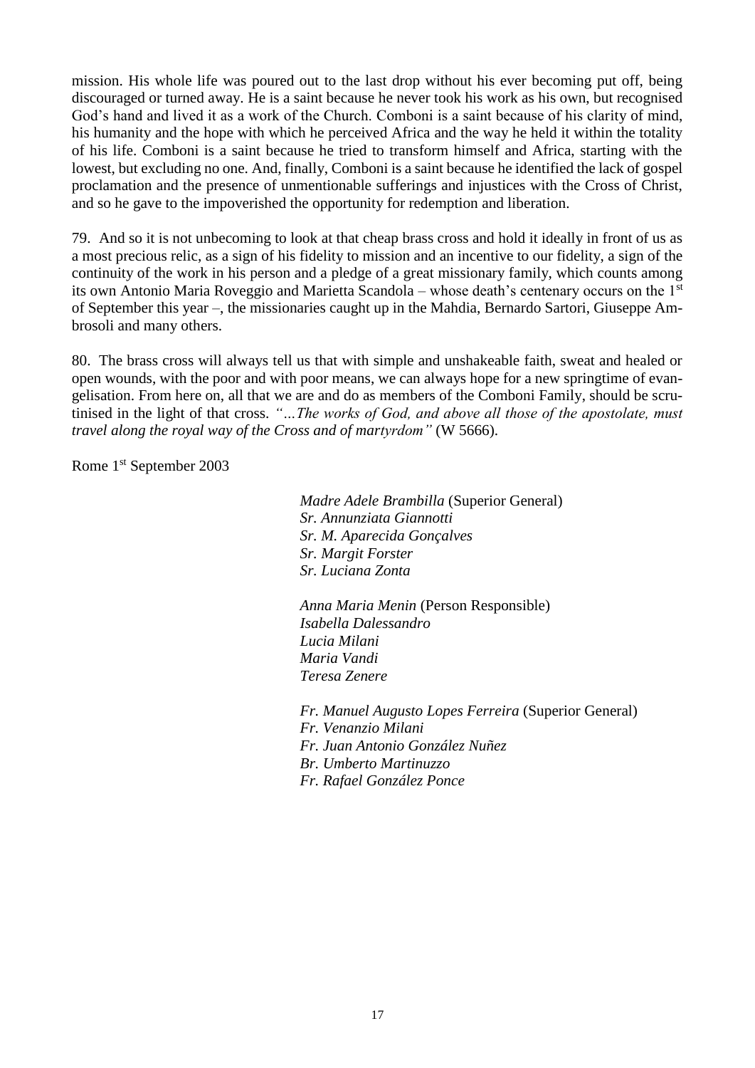mission. His whole life was poured out to the last drop without his ever becoming put off, being discouraged or turned away. He is a saint because he never took his work as his own, but recognised God's hand and lived it as a work of the Church. Comboni is a saint because of his clarity of mind, his humanity and the hope with which he perceived Africa and the way he held it within the totality of his life. Comboni is a saint because he tried to transform himself and Africa, starting with the lowest, but excluding no one. And, finally, Comboni is a saint because he identified the lack of gospel proclamation and the presence of unmentionable sufferings and injustices with the Cross of Christ, and so he gave to the impoverished the opportunity for redemption and liberation.

79. And so it is not unbecoming to look at that cheap brass cross and hold it ideally in front of us as a most precious relic, as a sign of his fidelity to mission and an incentive to our fidelity, a sign of the continuity of the work in his person and a pledge of a great missionary family, which counts among its own Antonio Maria Roveggio and Marietta Scandola – whose death's centenary occurs on the 1st of September this year –, the missionaries caught up in the Mahdia, Bernardo Sartori, Giuseppe Ambrosoli and many others.

80. The brass cross will always tell us that with simple and unshakeable faith, sweat and healed or open wounds, with the poor and with poor means, we can always hope for a new springtime of evangelisation. From here on, all that we are and do as members of the Comboni Family, should be scrutinised in the light of that cross. *"…The works of God, and above all those of the apostolate, must travel along the royal way of the Cross and of martyrdom"* (W 5666).

Rome 1st September 2003

*Madre Adele Brambilla* (Superior General)
*Sr. Annunziata Giannotti*
*Sr. M. Aparecida Gonçalves*
*Sr. Margit Forster*
*Sr. Luciana Zonta*

*Anna Maria Menin* (Person Responsible)
*Isabella Dalessandro*
*Lucia Milani*
*Maria Vandi*
*Teresa Zenere*

*Fr. Manuel Augusto Lopes Ferreira* (Superior General)
*Fr. Venanzio Milani*
*Fr. Juan Antonio González Nuñez*
*Br. Umberto Martinuzzo*
*Fr. Rafael González Ponce*